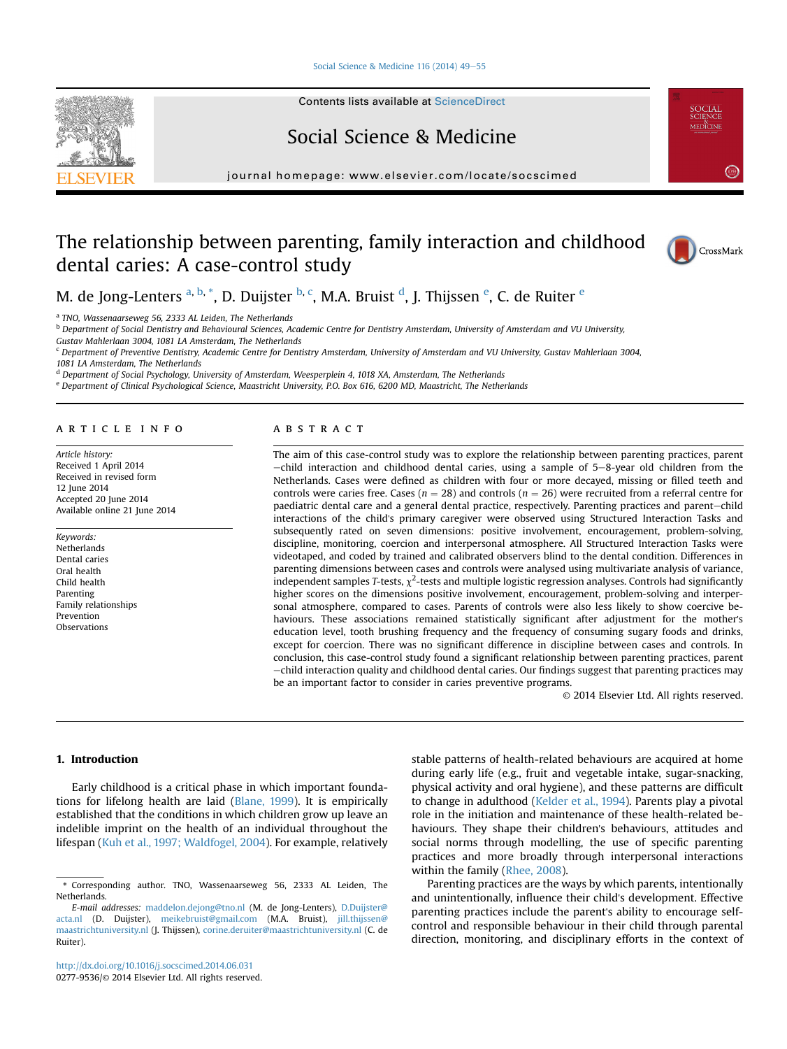# The relationship between parenting, family interaction and childhood dental caries: A case-control study

M. de Jong-Lenters [a, b, *], D. Duijster [b, c], M.A. Bruist [d], J. Thijssen [e], C. de Ruiter [e]

[a] TNO, Wassenaarseweg 56, 2333 AL Leiden, The Netherlands
[b] Department of Social Dentistry and Behavioural Sciences, Academic Centre for Dentistry Amsterdam, University of Amsterdam and VU University, Gustav Mahlerlaan 3004, 1081 LA Amsterdam, The Netherlands
[c] Department of Preventive Dentistry, Academic Centre for Dentistry Amsterdam, University of Amsterdam and VU University, Gustav Mahlerlaan 3004, 1081 LA Amsterdam, The Netherlands
[d] Department of Social Psychology, University of Amsterdam, Weesperplein 4, 1018 XA, Amsterdam, The Netherlands
[e] Department of Clinical Psychological Science, Maastricht University, P.O. Box 616, 6200 MD, Maastricht, The Netherlands

## ARTICLE INFO

*Article history:*
Received 1 April 2014
Received in revised form 12 June 2014
Accepted 20 June 2014
Available online 21 June 2014

*Keywords:*
Netherlands
Dental caries
Oral health
Child health
Parenting
Family relationships
Prevention
Observations

## ABSTRACT

The aim of this case-control study was to explore the relationship between parenting practices, parent–child interaction and childhood dental caries, using a sample of 5–8-year old children from the Netherlands. Cases were defined as children with four or more decayed, missing or filled teeth and controls were caries free. Cases ($n = 28$) and controls ($n = 26$) were recruited from a referral centre for paediatric dental care and a general dental practice, respectively. Parenting practices and parent–child interactions of the child's primary caregiver were observed using Structured Interaction Tasks and subsequently rated on seven dimensions: positive involvement, encouragement, problem-solving, discipline, monitoring, coercion and interpersonal atmosphere. All Structured Interaction Tasks were videotaped, and coded by trained and calibrated observers blind to the dental condition. Differences in parenting dimensions between cases and controls were analysed using multivariate analysis of variance, independent samples *T*-tests, $\chi^2$-tests and multiple logistic regression analyses. Controls had significantly higher scores on the dimensions positive involvement, encouragement, problem-solving and interpersonal atmosphere, compared to cases. Parents of controls were also less likely to show coercive behaviours. These associations remained statistically significant after adjustment for the mother's education level, tooth brushing frequency and the frequency of consuming sugary foods and drinks, except for coercion. There was no significant difference in discipline between cases and controls. In conclusion, this case-control study found a significant relationship between parenting practices, parent–child interaction quality and childhood dental caries. Our findings suggest that parenting practices may be an important factor to consider in caries preventive programs.

© 2014 Elsevier Ltd. All rights reserved.

## 1. Introduction

Early childhood is a critical phase in which important foundations for lifelong health are laid (Blane, 1999). It is empirically established that the conditions in which children grow up leave an indelible imprint on the health of an individual throughout the lifespan (Kuh et al., 1997; Waldfogel, 2004). For example, relatively stable patterns of health-related behaviours are acquired at home during early life (e.g., fruit and vegetable intake, sugar-snacking, physical activity and oral hygiene), and these patterns are difficult to change in adulthood (Kelder et al., 1994). Parents play a pivotal role in the initiation and maintenance of these health-related behaviours. They shape their children's behaviours, attitudes and social norms through modelling, the use of specific parenting practices and more broadly through interpersonal interactions within the family (Rhee, 2008).

Parenting practices are the ways by which parents, intentionally and unintentionally, influence their child's development. Effective parenting practices include the parent's ability to encourage self-control and responsible behaviour in their child through parental direction, monitoring, and disciplinary efforts in the context of

\* Corresponding author. TNO, Wassenaarseweg 56, 2333 AL Leiden, The Netherlands.
*E-mail addresses:* maddelon.dejong@tno.nl (M. de Jong-Lenters), D.Duijster@acta.nl (D. Duijster), meikebruist@gmail.com (M.A. Bruist), jill.thijssen@maastrichtuniversity.nl (J. Thijssen), corine.deruiter@maastrichtuniversity.nl (C. de Ruiter).

http://dx.doi.org/10.1016/j.socscimed.2014.06.031
0277-9536/© 2014 Elsevier Ltd. All rights reserved.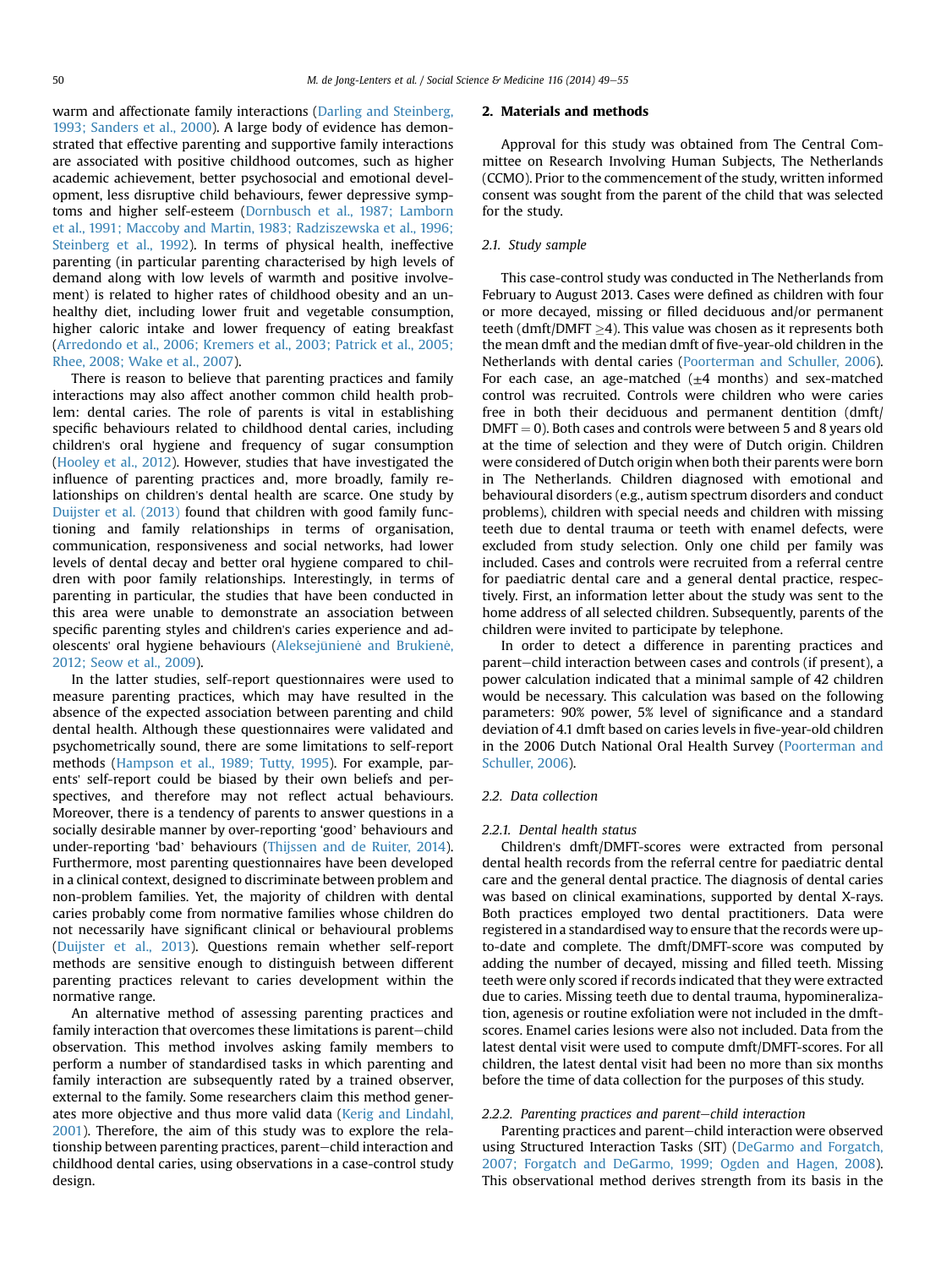warm and affectionate family interactions (Darling and Steinberg, 1993; Sanders et al., 2000). A large body of evidence has demonstrated that effective parenting and supportive family interactions are associated with positive childhood outcomes, such as higher academic achievement, better psychosocial and emotional development, less disruptive child behaviours, fewer depressive symptoms and higher self-esteem (Dornbusch et al., 1987; Lamborn et al., 1991; Maccoby and Martin, 1983; Radziszewska et al., 1996; Steinberg et al., 1992). In terms of physical health, ineffective parenting (in particular parenting characterised by high levels of demand along with low levels of warmth and positive involvement) is related to higher rates of childhood obesity and an unhealthy diet, including lower fruit and vegetable consumption, higher caloric intake and lower frequency of eating breakfast (Arredondo et al., 2006; Kremers et al., 2003; Patrick et al., 2005; Rhee, 2008; Wake et al., 2007).

There is reason to believe that parenting practices and family interactions may also affect another common child health problem: dental caries. The role of parents is vital in establishing specific behaviours related to childhood dental caries, including children's oral hygiene and frequency of sugar consumption (Hooley et al., 2012). However, studies that have investigated the influence of parenting practices and, more broadly, family relationships on children's dental health are scarce. One study by Duijster et al. (2013) found that children with good family functioning and family relationships in terms of organisation, communication, responsiveness and social networks, had lower levels of dental decay and better oral hygiene compared to children with poor family relationships. Interestingly, in terms of parenting in particular, the studies that have been conducted in this area were unable to demonstrate an association between specific parenting styles and children's caries experience and adolescents' oral hygiene behaviours (Aleksejūnienė and Brukienė, 2012; Seow et al., 2009).

In the latter studies, self-report questionnaires were used to measure parenting practices, which may have resulted in the absence of the expected association between parenting and child dental health. Although these questionnaires were validated and psychometrically sound, there are some limitations to self-report methods (Hampson et al., 1989; Tutty, 1995). For example, parents' self-report could be biased by their own beliefs and perspectives, and therefore may not reflect actual behaviours. Moreover, there is a tendency of parents to answer questions in a socially desirable manner by over-reporting 'good' behaviours and under-reporting 'bad' behaviours (Thijssen and de Ruiter, 2014). Furthermore, most parenting questionnaires have been developed in a clinical context, designed to discriminate between problem and non-problem families. Yet, the majority of children with dental caries probably come from normative families whose children do not necessarily have significant clinical or behavioural problems (Duijster et al., 2013). Questions remain whether self-report methods are sensitive enough to distinguish between different parenting practices relevant to caries development within the normative range.

An alternative method of assessing parenting practices and family interaction that overcomes these limitations is parent–child observation. This method involves asking family members to perform a number of standardised tasks in which parenting and family interaction are subsequently rated by a trained observer, external to the family. Some researchers claim this method generates more objective and thus more valid data (Kerig and Lindahl, 2001). Therefore, the aim of this study was to explore the relationship between parenting practices, parent–child interaction and childhood dental caries, using observations in a case-control study design.

## 2. Materials and methods

Approval for this study was obtained from The Central Committee on Research Involving Human Subjects, The Netherlands (CCMO). Prior to the commencement of the study, written informed consent was sought from the parent of the child that was selected for the study.

### 2.1. Study sample

This case-control study was conducted in The Netherlands from February to August 2013. Cases were defined as children with four or more decayed, missing or filled deciduous and/or permanent teeth (dmft/DMFT $\geq$4). This value was chosen as it represents both the mean dmft and the median dmft of five-year-old children in the Netherlands with dental caries (Poorterman and Schuller, 2006). For each case, an age-matched ($\pm$4 months) and sex-matched control was recruited. Controls were children who were caries free in both their deciduous and permanent dentition (dmft/DMFT = 0). Both cases and controls were between 5 and 8 years old at the time of selection and they were of Dutch origin. Children were considered of Dutch origin when both their parents were born in The Netherlands. Children diagnosed with emotional and behavioural disorders (e.g., autism spectrum disorders and conduct problems), children with special needs and children with missing teeth due to dental trauma or teeth with enamel defects, were excluded from study selection. Only one child per family was included. Cases and controls were recruited from a referral centre for paediatric dental care and a general dental practice, respectively. First, an information letter about the study was sent to the home address of all selected children. Subsequently, parents of the children were invited to participate by telephone.

In order to detect a difference in parenting practices and parent–child interaction between cases and controls (if present), a power calculation indicated that a minimal sample of 42 children would be necessary. This calculation was based on the following parameters: 90% power, 5% level of significance and a standard deviation of 4.1 dmft based on caries levels in five-year-old children in the 2006 Dutch National Oral Health Survey (Poorterman and Schuller, 2006).

### 2.2. Data collection

#### 2.2.1. Dental health status

Children's dmft/DMFT-scores were extracted from personal dental health records from the referral centre for paediatric dental care and the general dental practice. The diagnosis of dental caries was based on clinical examinations, supported by dental X-rays. Both practices employed two dental practitioners. Data were registered in a standardised way to ensure that the records were up-to-date and complete. The dmft/DMFT-score was computed by adding the number of decayed, missing and filled teeth. Missing teeth were only scored if records indicated that they were extracted due to caries. Missing teeth due to dental trauma, hypomineralization, agenesis or routine exfoliation were not included in the dmft-scores. Enamel caries lesions were also not included. Data from the latest dental visit were used to compute dmft/DMFT-scores. For all children, the latest dental visit had been no more than six months before the time of data collection for the purposes of this study.

#### 2.2.2. Parenting practices and parent–child interaction

Parenting practices and parent–child interaction were observed using Structured Interaction Tasks (SIT) (DeGarmo and Forgatch, 2007; Forgatch and DeGarmo, 1999; Ogden and Hagen, 2008). This observational method derives strength from its basis in the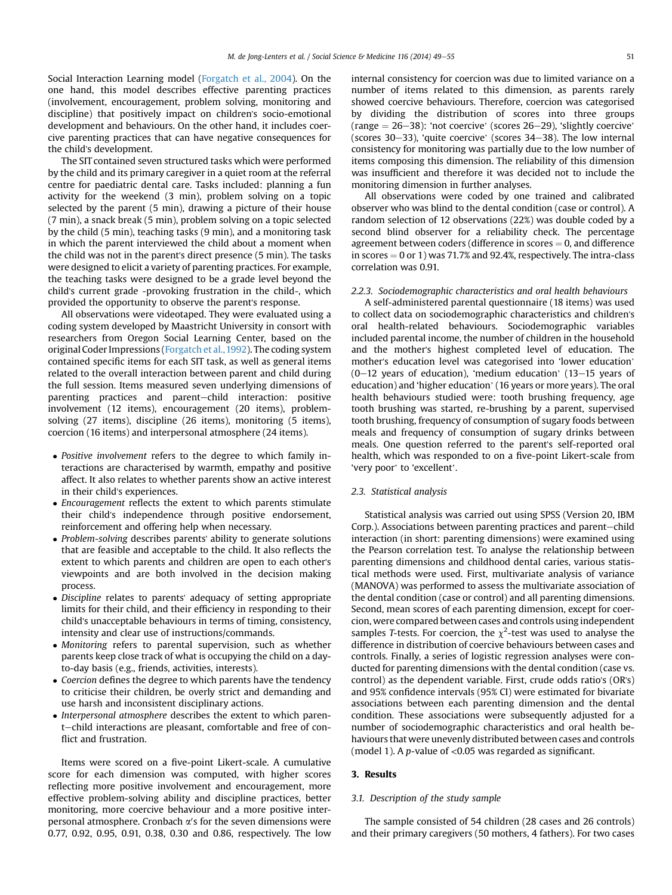Social Interaction Learning model (Forgatch et al., 2004). On the one hand, this model describes effective parenting practices (involvement, encouragement, problem solving, monitoring and discipline) that positively impact on children's socio-emotional development and behaviours. On the other hand, it includes coercive parenting practices that can have negative consequences for the child's development.

The SIT contained seven structured tasks which were performed by the child and its primary caregiver in a quiet room at the referral centre for paediatric dental care. Tasks included: planning a fun activity for the weekend (3 min), problem solving on a topic selected by the parent (5 min), drawing a picture of their house (7 min), a snack break (5 min), problem solving on a topic selected by the child (5 min), teaching tasks (9 min), and a monitoring task in which the parent interviewed the child about a moment when the child was not in the parent's direct presence (5 min). The tasks were designed to elicit a variety of parenting practices. For example, the teaching tasks were designed to be a grade level beyond the child's current grade -provoking frustration in the child-, which provided the opportunity to observe the parent's response.

All observations were videotaped. They were evaluated using a coding system developed by Maastricht University in consort with researchers from Oregon Social Learning Center, based on the original Coder Impressions (Forgatch et al., 1992). The coding system contained specific items for each SIT task, as well as general items related to the overall interaction between parent and child during the full session. Items measured seven underlying dimensions of parenting practices and parent–child interaction: positive involvement (12 items), encouragement (20 items), problem-solving (27 items), discipline (26 items), monitoring (5 items), coercion (16 items) and interpersonal atmosphere (24 items).

- *Positive involvement* refers to the degree to which family interactions are characterised by warmth, empathy and positive affect. It also relates to whether parents show an active interest in their child's experiences.
- *Encouragement* reflects the extent to which parents stimulate their child's independence through positive endorsement, reinforcement and offering help when necessary.
- *Problem-solving* describes parents' ability to generate solutions that are feasible and acceptable to the child. It also reflects the extent to which parents and children are open to each other's viewpoints and are both involved in the decision making process.
- *Discipline* relates to parents' adequacy of setting appropriate limits for their child, and their efficiency in responding to their child's unacceptable behaviours in terms of timing, consistency, intensity and clear use of instructions/commands.
- *Monitoring* refers to parental supervision, such as whether parents keep close track of what is occupying the child on a day-to-day basis (e.g., friends, activities, interests).
- *Coercion* defines the degree to which parents have the tendency to criticise their children, be overly strict and demanding and use harsh and inconsistent disciplinary actions.
- *Interpersonal atmosphere* describes the extent to which parent–child interactions are pleasant, comfortable and free of conflict and frustration.

Items were scored on a five-point Likert-scale. A cumulative score for each dimension was computed, with higher scores reflecting more positive involvement and encouragement, more effective problem-solving ability and discipline practices, better monitoring, more coercive behaviour and a more positive interpersonal atmosphere. Cronbach $\alpha$'s for the seven dimensions were 0.77, 0.92, 0.95, 0.91, 0.38, 0.30 and 0.86, respectively. The low internal consistency for coercion was due to limited variance on a number of items related to this dimension, as parents rarely showed coercive behaviours. Therefore, coercion was categorised by dividing the distribution of scores into three groups (range = 26–38): 'not coercive' (scores 26–29), 'slightly coercive' (scores 30–33), 'quite coercive' (scores 34–38). The low internal consistency for monitoring was partially due to the low number of items composing this dimension. The reliability of this dimension was insufficient and therefore it was decided not to include the monitoring dimension in further analyses.

All observations were coded by one trained and calibrated observer who was blind to the dental condition (case or control). A random selection of 12 observations (22%) was double coded by a second blind observer for a reliability check. The percentage agreement between coders (difference in scores = 0, and difference in scores = 0 or 1) was 71.7% and 92.4%, respectively. The intra-class correlation was 0.91.

#### 2.2.3. Sociodemographic characteristics and oral health behaviours

A self-administered parental questionnaire (18 items) was used to collect data on sociodemographic characteristics and children's oral health-related behaviours. Sociodemographic variables included parental income, the number of children in the household and the mother's highest completed level of education. The mother's education level was categorised into 'lower education' (0–12 years of education), 'medium education' (13–15 years of education) and 'higher education' (16 years or more years). The oral health behaviours studied were: tooth brushing frequency, age tooth brushing was started, re-brushing by a parent, supervised tooth brushing, frequency of consumption of sugary foods between meals and frequency of consumption of sugary drinks between meals. One question referred to the parent's self-reported oral health, which was responded to on a five-point Likert-scale from 'very poor' to 'excellent'.

### 2.3. Statistical analysis

Statistical analysis was carried out using SPSS (Version 20, IBM Corp.). Associations between parenting practices and parent–child interaction (in short: parenting dimensions) were examined using the Pearson correlation test. To analyse the relationship between parenting dimensions and childhood dental caries, various statistical methods were used. First, multivariate analysis of variance (MANOVA) was performed to assess the multivariate association of the dental condition (case or control) and all parenting dimensions. Second, mean scores of each parenting dimension, except for coercion, were compared between cases and controls using independent samples *T*-tests. For coercion, the $\chi^2$-test was used to analyse the difference in distribution of coercive behaviours between cases and controls. Finally, a series of logistic regression analyses were conducted for parenting dimensions with the dental condition (case vs. control) as the dependent variable. First, crude odds ratio's (OR's) and 95% confidence intervals (95% CI) were estimated for bivariate associations between each parenting dimension and the dental condition. These associations were subsequently adjusted for a number of sociodemographic characteristics and oral health behaviours that were unevenly distributed between cases and controls (model 1). A *p*-value of <0.05 was regarded as significant.

## 3. Results

### 3.1. Description of the study sample

The sample consisted of 54 children (28 cases and 26 controls) and their primary caregivers (50 mothers, 4 fathers). For two cases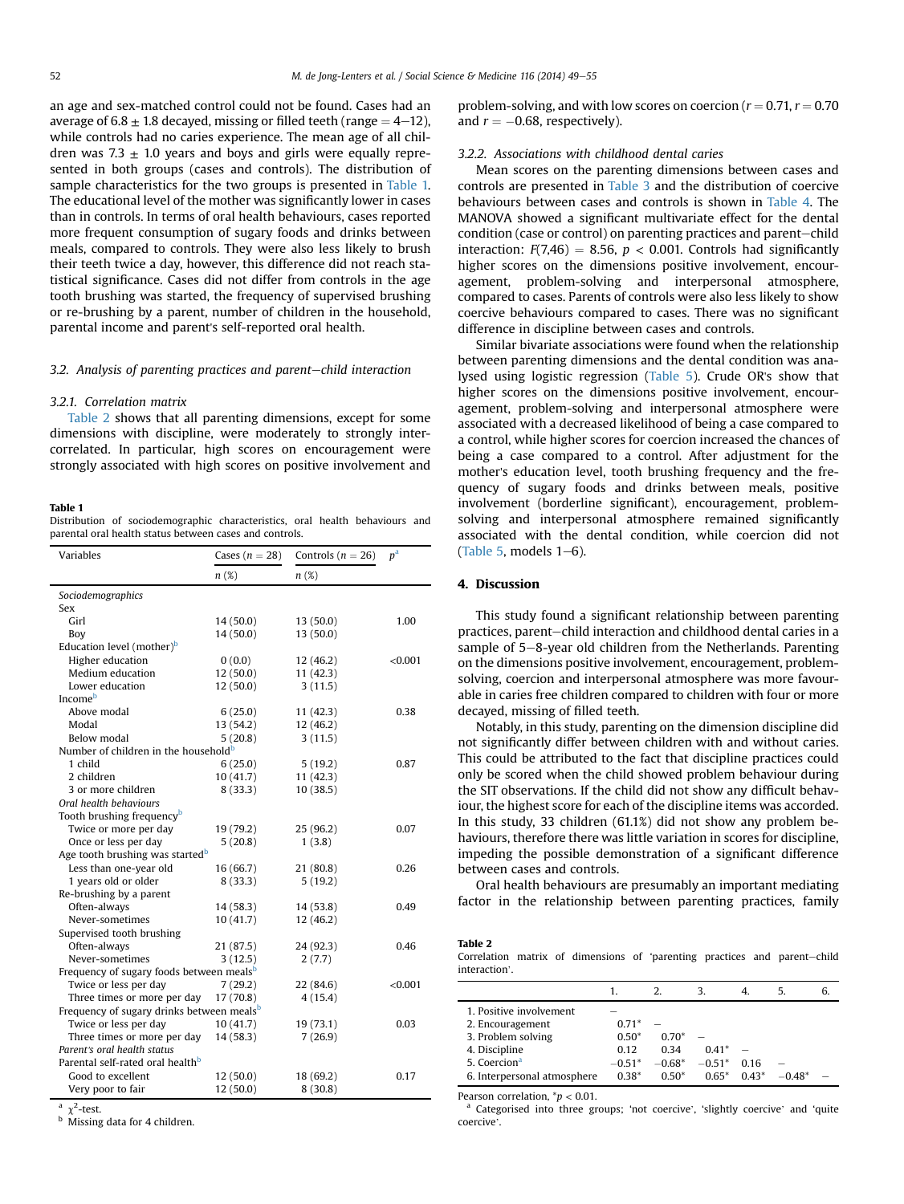an age and sex-matched control could not be found. Cases had an average of 6.8 ± 1.8 decayed, missing or filled teeth (range = 4–12), while controls had no caries experience. The mean age of all children was 7.3 ± 1.0 years and boys and girls were equally represented in both groups (cases and controls). The distribution of sample characteristics for the two groups is presented in Table 1. The educational level of the mother was significantly lower in cases than in controls. In terms of oral health behaviours, cases reported more frequent consumption of sugary foods and drinks between meals, compared to controls. They were also less likely to brush their teeth twice a day, however, this difference did not reach statistical significance. Cases did not differ from controls in the age tooth brushing was started, the frequency of supervised brushing or re-brushing by a parent, number of children in the household, parental income and parent's self-reported oral health.

### 3.2. Analysis of parenting practices and parent–child interaction

#### 3.2.1. Correlation matrix

Table 2 shows that all parenting dimensions, except for some dimensions with discipline, were moderately to strongly intercorrelated. In particular, high scores on encouragement were strongly associated with high scores on positive involvement and problem-solving, and with low scores on coercion ($r = 0.71$, $r = 0.70$ and $r = -0.68$, respectively).

**Table 1**
Distribution of sociodemographic characteristics, oral health behaviours and parental oral health status between cases and controls.

| Variables | Cases ($n = 28$) | Controls ($n = 26$) | $p$[a] |
|---|---|---|---|
| | $n$ (%) | $n$ (%) | |
| *Sociodemographics* | | | |
| Sex | | | |
| Girl | 14 (50.0) | 13 (50.0) | 1.00 |
| Boy | 14 (50.0) | 13 (50.0) | |
| Education level (mother)[b] | | | |
| Higher education | 0 (0.0) | 12 (46.2) | <0.001 |
| Medium education | 12 (50.0) | 11 (42.3) | |
| Lower education | 12 (50.0) | 3 (11.5) | |
| Income[b] | | | |
| Above modal | 6 (25.0) | 11 (42.3) | 0.38 |
| Modal | 13 (54.2) | 12 (46.2) | |
| Below modal | 5 (20.8) | 3 (11.5) | |
| Number of children in the household[b] | | | |
| 1 child | 6 (25.0) | 5 (19.2) | 0.87 |
| 2 children | 10 (41.7) | 11 (42.3) | |
| 3 or more children | 8 (33.3) | 10 (38.5) | |
| *Oral health behaviours* | | | |
| Tooth brushing frequency[b] | | | |
| Twice or more per day | 19 (79.2) | 25 (96.2) | 0.07 |
| Once or less per day | 5 (20.8) | 1 (3.8) | |
| Age tooth brushing was started[b] | | | |
| Less than one-year old | 16 (66.7) | 21 (80.8) | 0.26 |
| 1 years old or older | 8 (33.3) | 5 (19.2) | |
| Re-brushing by a parent | | | |
| Often-always | 14 (58.3) | 14 (53.8) | 0.49 |
| Never-sometimes | 10 (41.7) | 12 (46.2) | |
| Supervised tooth brushing | | | |
| Often-always | 21 (87.5) | 24 (92.3) | 0.46 |
| Never-sometimes | 3 (12.5) | 2 (7.7) | |
| Frequency of sugary foods between meals[b] | | | |
| Twice or less per day | 7 (29.2) | 22 (84.6) | <0.001 |
| Three times or more per day | 17 (70.8) | 4 (15.4) | |
| Frequency of sugary drinks between meals[b] | | | |
| Twice or less per day | 10 (41.7) | 19 (73.1) | 0.03 |
| Three times or more per day | 14 (58.3) | 7 (26.9) | |
| *Parent's oral health status* | | | |
| Parental self-rated oral health[b] | | | |
| Good to excellent | 12 (50.0) | 18 (69.2) | 0.17 |
| Very poor to fair | 12 (50.0) | 8 (30.8) | |

[a] $\chi^2$-test.
[b] Missing data for 4 children.

#### 3.2.2. Associations with childhood dental caries

Mean scores on the parenting dimensions between cases and controls are presented in Table 3 and the distribution of coercive behaviours between cases and controls is shown in Table 4. The MANOVA showed a significant multivariate effect for the dental condition (case or control) on parenting practices and parent–child interaction: $F(7,46) = 8.56$, $p < 0.001$. Controls had significantly higher scores on the dimensions positive involvement, encouragement, problem-solving and interpersonal atmosphere, compared to cases. Parents of controls were also less likely to show coercive behaviours compared to cases. There was no significant difference in discipline between cases and controls.

Similar bivariate associations were found when the relationship between parenting dimensions and the dental condition was analysed using logistic regression (Table 5). Crude OR's show that higher scores on the dimensions positive involvement, encouragement, problem-solving and interpersonal atmosphere were associated with a decreased likelihood of being a case compared to a control, while higher scores for coercion increased the chances of being a case compared to a control. After adjustment for the mother's education level, tooth brushing frequency and the frequency of sugary foods and drinks between meals, positive involvement (borderline significant), encouragement, problem-solving and interpersonal atmosphere remained significantly associated with the dental condition, while coercion did not (Table 5, models 1–6).

## 4. Discussion

This study found a significant relationship between parenting practices, parent–child interaction and childhood dental caries in a sample of 5–8-year old children from the Netherlands. Parenting on the dimensions positive involvement, encouragement, problem-solving, coercion and interpersonal atmosphere was more favourable in caries free children compared to children with four or more decayed, missing of filled teeth.

Notably, in this study, parenting on the dimension discipline did not significantly differ between children with and without caries. This could be attributed to the fact that discipline practices could only be scored when the child showed problem behaviour during the SIT observations. If the child did not show any difficult behaviour, the highest score for each of the discipline items was accorded. In this study, 33 children (61.1%) did not show any problem behaviours, therefore there was little variation in scores for discipline, impeding the possible demonstration of a significant difference between cases and controls.

Oral health behaviours are presumably an important mediating factor in the relationship between parenting practices, family

**Table 2**
Correlation matrix of dimensions of 'parenting practices and parent–child interaction'.

| | 1. | 2. | 3. | 4. | 5. | 6. |
|---|---|---|---|---|---|---|
| 1. Positive involvement | – | | | | | |
| 2. Encouragement | 0.71* | – | | | | |
| 3. Problem solving | 0.50* | 0.70* | – | | | |
| 4. Discipline | 0.12 | 0.34 | 0.41* | – | | |
| 5. Coercion[a] | −0.51* | −0.68* | −0.51* | 0.16 | – | |
| 6. Interpersonal atmosphere | 0.38* | 0.50* | 0.65* | 0.43* | −0.48* | – |

Pearson correlation, *$p < 0.01$.
[a] Categorised into three groups; 'not coercive', 'slightly coercive' and 'quite coercive'.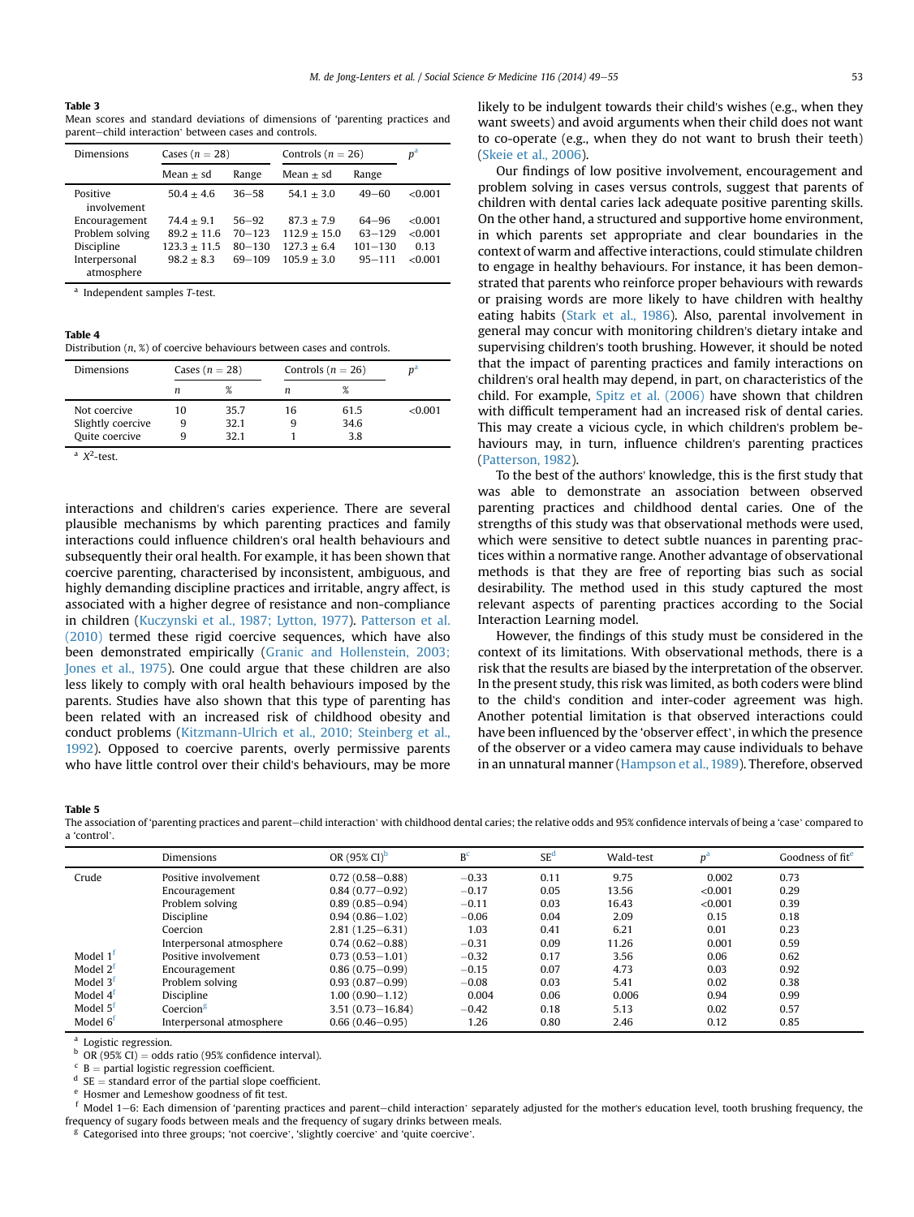**Table 3**
Mean scores and standard deviations of dimensions of 'parenting practices and parent–child interaction' between cases and controls.

| Dimensions | Cases ($n = 28$) | | Controls ($n = 26$) | | $p$[a] |
|---|---|---|---|---|---|
| | Mean ± sd | Range | Mean ± sd | Range | |
| Positive involvement | 50.4 ± 4.6 | 36–58 | 54.1 ± 3.0 | 49–60 | <0.001 |
| Encouragement | 74.4 ± 9.1 | 56–92 | 87.3 ± 7.9 | 64–96 | <0.001 |
| Problem solving | 89.2 ± 11.6 | 70–123 | 112.9 ± 15.0 | 63–129 | <0.001 |
| Discipline | 123.3 ± 11.5 | 80–130 | 127.3 ± 6.4 | 101–130 | 0.13 |
| Interpersonal atmosphere | 98.2 ± 8.3 | 69–109 | 105.9 ± 3.0 | 95–111 | <0.001 |

[a] Independent samples *T*-test.

**Table 4**
Distribution ($n$, %) of coercive behaviours between cases and controls.

| Dimensions | Cases ($n = 28$) | | Controls ($n = 26$) | | $p$[a] |
|---|---|---|---|---|---|
| | $n$ | % | $n$ | % | |
| Not coercive | 10 | 35.7 | 16 | 61.5 | <0.001 |
| Slightly coercive | 9 | 32.1 | 9 | 34.6 | |
| Quite coercive | 9 | 32.1 | 1 | 3.8 | |

[a] $X^2$-test.

interactions and children's caries experience. There are several plausible mechanisms by which parenting practices and family interactions could influence children's oral health behaviours and subsequently their oral health. For example, it has been shown that coercive parenting, characterised by inconsistent, ambiguous, and highly demanding discipline practices and irritable, angry affect, is associated with a higher degree of resistance and non-compliance in children (Kuczynski et al., 1987; Lytton, 1977). Patterson et al. (2010) termed these rigid coercive sequences, which have also been demonstrated empirically (Granic and Hollenstein, 2003; Jones et al., 1975). One could argue that these children are also less likely to comply with oral health behaviours imposed by the parents. Studies have also shown that this type of parenting has been related with an increased risk of childhood obesity and conduct problems (Kitzmann-Ulrich et al., 2010; Steinberg et al., 1992). Opposed to coercive parents, overly permissive parents who have little control over their child's behaviours, may be more likely to be indulgent towards their child's wishes (e.g., when they want sweets) and avoid arguments when their child does not want to co-operate (e.g., when they do not want to brush their teeth) (Skeie et al., 2006).

Our findings of low positive involvement, encouragement and problem solving in cases versus controls, suggest that parents of children with dental caries lack adequate positive parenting skills. On the other hand, a structured and supportive home environment, in which parents set appropriate and clear boundaries in the context of warm and affective interactions, could stimulate children to engage in healthy behaviours. For instance, it has been demonstrated that parents who reinforce proper behaviours with rewards or praising words are more likely to have children with healthy eating habits (Stark et al., 1986). Also, parental involvement in general may concur with monitoring children's dietary intake and supervising children's tooth brushing. However, it should be noted that the impact of parenting practices and family interactions on children's oral health may depend, in part, on characteristics of the child. For example, Spitz et al. (2006) have shown that children with difficult temperament had an increased risk of dental caries. This may create a vicious cycle, in which children's problem behaviours may, in turn, influence children's parenting practices (Patterson, 1982).

To the best of the authors' knowledge, this is the first study that was able to demonstrate an association between observed parenting practices and childhood dental caries. One of the strengths of this study was that observational methods were used, which were sensitive to detect subtle nuances in parenting practices within a normative range. Another advantage of observational methods is that they are free of reporting bias such as social desirability. The method used in this study captured the most relevant aspects of parenting practices according to the Social Interaction Learning model.

However, the findings of this study must be considered in the context of its limitations. With observational methods, there is a risk that the results are biased by the interpretation of the observer. In the present study, this risk was limited, as both coders were blind to the child's condition and inter-coder agreement was high. Another potential limitation is that observed interactions could have been influenced by the 'observer effect', in which the presence of the observer or a video camera may cause individuals to behave in an unnatural manner (Hampson et al., 1989). Therefore, observed

**Table 5**
The association of 'parenting practices and parent–child interaction' with childhood dental caries; the relative odds and 95% confidence intervals of being a 'case' compared to a 'control'.

| | Dimensions | OR (95% CI)[b] | B[c] | SE[d] | Wald-test | $p$[a] | Goodness of fit[e] |
|---|---|---|---|---|---|---|---|
| Crude | Positive involvement | 0.72 (0.58–0.88) | −0.33 | 0.11 | 9.75 | 0.002 | 0.73 |
| | Encouragement | 0.84 (0.77–0.92) | −0.17 | 0.05 | 13.56 | <0.001 | 0.29 |
| | Problem solving | 0.89 (0.85–0.94) | −0.11 | 0.03 | 16.43 | <0.001 | 0.39 |
| | Discipline | 0.94 (0.86–1.02) | −0.06 | 0.04 | 2.09 | 0.15 | 0.18 |
| | Coercion | 2.81 (1.25–6.31) | 1.03 | 0.41 | 6.21 | 0.01 | 0.23 |
| | Interpersonal atmosphere | 0.74 (0.62–0.88) | −0.31 | 0.09 | 11.26 | 0.001 | 0.59 |
| Model 1[f] | Positive involvement | 0.73 (0.53–1.01) | −0.32 | 0.17 | 3.56 | 0.06 | 0.62 |
| Model 2[f] | Encouragement | 0.86 (0.75–0.99) | −0.15 | 0.07 | 4.73 | 0.03 | 0.92 |
| Model 3[f] | Problem solving | 0.93 (0.87–0.99) | −0.08 | 0.03 | 5.41 | 0.02 | 0.38 |
| Model 4[f] | Discipline | 1.00 (0.90–1.12) | 0.004 | 0.06 | 0.006 | 0.94 | 0.99 |
| Model 5[f] | Coercion[g] | 3.51 (0.73–16.84) | −0.42 | 0.18 | 5.13 | 0.02 | 0.57 |
| Model 6[f] | Interpersonal atmosphere | 0.66 (0.46–0.95) | 1.26 | 0.80 | 2.46 | 0.12 | 0.85 |

[a] Logistic regression.
[b] OR (95% CI) = odds ratio (95% confidence interval).
[c] B = partial logistic regression coefficient.
[d] SE = standard error of the partial slope coefficient.
[e] Hosmer and Lemeshow goodness of fit test.
[f] Model 1–6: Each dimension of 'parenting practices and parent–child interaction' separately adjusted for the mother's education level, tooth brushing frequency, the frequency of sugary foods between meals and the frequency of sugary drinks between meals.
[g] Categorised into three groups; 'not coercive', 'slightly coercive' and 'quite coercive'.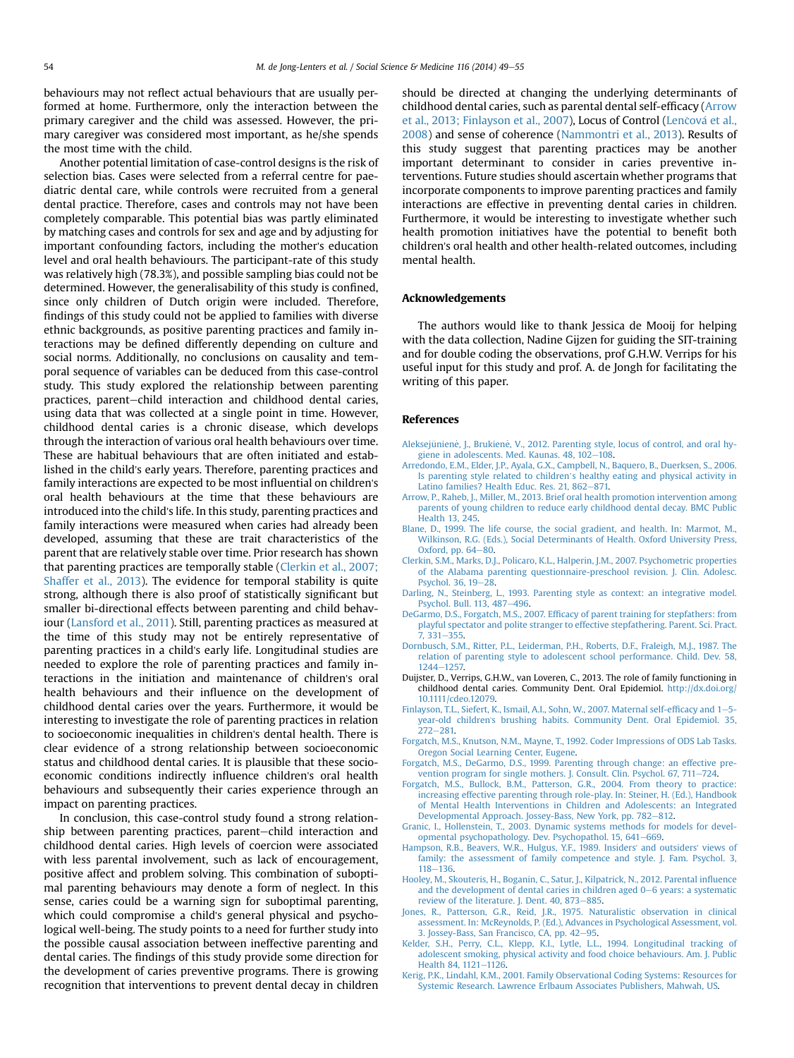behaviours may not reflect actual behaviours that are usually performed at home. Furthermore, only the interaction between the primary caregiver and the child was assessed. However, the primary caregiver was considered most important, as he/she spends the most time with the child.

Another potential limitation of case-control designs is the risk of selection bias. Cases were selected from a referral centre for paediatric dental care, while controls were recruited from a general dental practice. Therefore, cases and controls may not have been completely comparable. This potential bias was partly eliminated by matching cases and controls for sex and age and by adjusting for important confounding factors, including the mother's education level and oral health behaviours. The participant-rate of this study was relatively high (78.3%), and possible sampling bias could not be determined. However, the generalisability of this study is confined, since only children of Dutch origin were included. Therefore, findings of this study could not be applied to families with diverse ethnic backgrounds, as positive parenting practices and family interactions may be defined differently depending on culture and social norms. Additionally, no conclusions on causality and temporal sequence of variables can be deduced from this case-control study. This study explored the relationship between parenting practices, parent–child interaction and childhood dental caries, using data that was collected at a single point in time. However, childhood dental caries is a chronic disease, which develops through the interaction of various oral health behaviours over time. These are habitual behaviours that are often initiated and established in the child's early years. Therefore, parenting practices and family interactions are expected to be most influential on children's oral health behaviours at the time that these behaviours are introduced into the child's life. In this study, parenting practices and family interactions were measured when caries had already been developed, assuming that these are trait characteristics of the parent that are relatively stable over time. Prior research has shown that parenting practices are temporally stable (Clerkin et al., 2007; Shaffer et al., 2013). The evidence for temporal stability is quite strong, although there is also proof of statistically significant but smaller bi-directional effects between parenting and child behaviour (Lansford et al., 2011). Still, parenting practices as measured at the time of this study may not be entirely representative of parenting practices in a child's early life. Longitudinal studies are needed to explore the role of parenting practices and family interactions in the initiation and maintenance of children's oral health behaviours and their influence on the development of childhood dental caries over the years. Furthermore, it would be interesting to investigate the role of parenting practices in relation to socioeconomic inequalities in children's dental health. There is clear evidence of a strong relationship between socioeconomic status and childhood dental caries. It is plausible that these socioeconomic conditions indirectly influence children's oral health behaviours and subsequently their caries experience through an impact on parenting practices.

In conclusion, this case-control study found a strong relationship between parenting practices, parent–child interaction and childhood dental caries. High levels of coercion were associated with less parental involvement, such as lack of encouragement, positive affect and problem solving. This combination of suboptimal parenting behaviours may denote a form of neglect. In this sense, caries could be a warning sign for suboptimal parenting, which could compromise a child's general physical and psychological well-being. The study points to a need for further study into the possible causal association between ineffective parenting and dental caries. The findings of this study provide some direction for the development of caries preventive programs. There is growing recognition that interventions to prevent dental decay in children should be directed at changing the underlying determinants of childhood dental caries, such as parental self-efficacy (Arrow et al., 2013; Finlayson et al., 2007), Locus of Control (Lenčová et al., 2008) and sense of coherence (Nammontri et al., 2013). Results of this study suggest that parenting practices may be another important determinant to consider in caries preventive interventions. Future studies should ascertain whether programs that incorporate components to improve parenting practices and family interactions are effective in preventing dental caries in children. Furthermore, it would be interesting to investigate whether such health promotion initiatives have the potential to benefit both children's oral health and other health-related outcomes, including mental health.

## Acknowledgements

The authors would like to thank Jessica de Mooij for helping with the data collection, Nadine Gijzen for guiding the SIT-training and for double coding the observations, prof G.H.W. Verrips for his useful input for this study and prof. A. de Jongh for facilitating the writing of this paper.

## References

Aleksejūnienė, J., Brukienė, V., 2012. Parenting style, locus of control, and oral hygiene in adolescents. Med. Kaunas. 48, 102–108.

Arredondo, E.M., Elder, J.P., Ayala, G.X., Campbell, N., Baquero, B., Duerksen, S., 2006. Is parenting style related to children's healthy eating and physical activity in Latino families? Health Educ. Res. 21, 862–871.

Arrow, P., Raheb, J., Miller, M., 2013. Brief oral health promotion intervention among parents of young children to reduce early childhood dental decay. BMC Public Health 13, 245.

Blane, D., 1999. The life course, the social gradient, and health. In: Marmot, M., Wilkinson, R.G. (Eds.), Social Determinants of Health. Oxford University Press, Oxford, pp. 64–80.

Clerkin, S.M., Marks, D.J., Policaro, K.L., Halperin, J.M., 2007. Psychometric properties of the Alabama parenting questionnaire-preschool revision. J. Clin. Adolesc. Psychol. 36, 19–28.

Darling, N., Steinberg, L., 1993. Parenting style as context: an integrative model. Psychol. Bull. 113, 487–496.

DeGarmo, D.S., Forgatch, M.S., 2007. Efficacy of parent training for stepfathers: from playful spectator and polite stranger to effective stepfathering. Parent. Sci. Pract. 7, 331–355.

Dornbusch, S.M., Ritter, P.L., Leiderman, P.H., Roberts, D.F., Fraleigh, M.J., 1987. The relation of parenting style to adolescent school performance. Child. Dev. 58, 1244–1257.

Duijster, D., Verrips, G.H.W., van Loveren, C., 2013. The role of family functioning in childhood dental caries. Community Dent. Oral Epidemiol. http://dx.doi.org/10.1111/cdeo.12079.

Finlayson, T.L., Siefert, K., Ismail, A.I., Sohn, W., 2007. Maternal self-efficacy and 1–5-year-old children's brushing habits. Community Dent. Oral Epidemiol. 35, 272–281.

Forgatch, M.S., Knutson, N.M., Mayne, T., 1992. Coder Impressions of ODS Lab Tasks. Oregon Social Learning Center, Eugene.

Forgatch, M.S., DeGarmo, D.S., 1999. Parenting through change: an effective prevention program for single mothers. J. Consult. Clin. Psychol. 67, 711–724.

Forgatch, M.S., Bullock, B.M., Patterson, G.R., 2004. From theory to practice: increasing effective parenting through role-play. In: Steiner, H. (Ed.), Handbook of Mental Health Interventions in Children and Adolescents: an Integrated Developmental Approach. Jossey-Bass, New York, pp. 782–812.

Granic, I., Hollenstein, T., 2003. Dynamic systems methods for models for developmental psychopathology. Dev. Psychopathol. 15, 641–669.

Hampson, R.B., Beavers, W.R., Hulgus, Y.F., 1989. Insiders' and outsiders' views of family: the assessment of family competence and style. J. Fam. Psychol. 3, 118–136.

Hooley, M., Skouteris, H., Boganin, C., Satur, J., Kilpatrick, N., 2012. Parental influence and the development of dental caries in children aged 0–6 years: a systematic review of the literature. J. Dent. 40, 873–885.

Jones, R., Patterson, G.R., Reid, J.R., 1975. Naturalistic observation in clinical assessment. In: McReynolds, P. (Ed.), Advances in Psychological Assessment, vol. 3. Jossey-Bass, San Francisco, CA, pp. 42–95.

Kelder, S.H., Perry, C.L., Klepp, K.I., Lytle, L.L., 1994. Longitudinal tracking of adolescent smoking, physical activity and food choice behaviours. Am. J. Public Health 84, 1121–1126.

Kerig, P.K., Lindahl, K.M., 2001. Family Observational Coding Systems: Resources for Systemic Research. Lawrence Erlbaum Associates Publishers, Mahwah, US.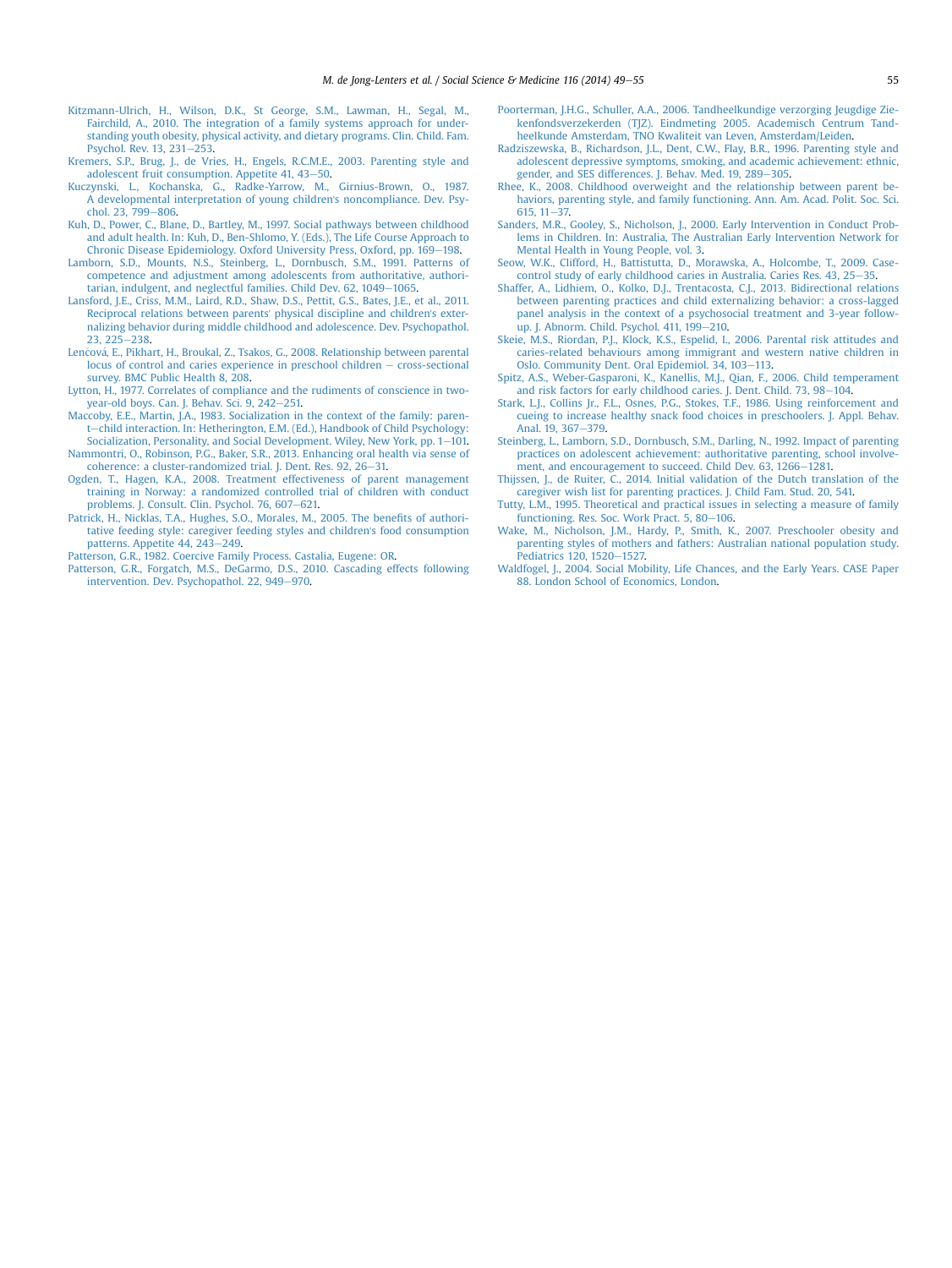Kitzmann-Ulrich, H., Wilson, D.K., St George, S.M., Lawman, H., Segal, M., Fairchild, A., 2010. The integration of a family systems approach for understanding youth obesity, physical activity, and dietary programs. Clin. Child. Fam. Psychol. Rev. 13, 231–253.

Kremers, S.P., Brug, J., de Vries, H., Engels, R.C.M.E., 2003. Parenting style and adolescent fruit consumption. Appetite 41, 43–50.

Kuczynski, L., Kochanska, G., Radke-Yarrow, M., Girnius-Brown, O., 1987. A developmental interpretation of young children's noncompliance. Dev. Psychol. 23, 799–806.

Kuh, D., Power, C., Blane, D., Bartley, M., 1997. Social pathways between childhood and adult health. In: Kuh, D., Ben-Shlomo, Y. (Eds.), The Life Course Approach to Chronic Disease Epidemiology. Oxford University Press, Oxford, pp. 169–198.

Lamborn, S.D., Mounts, N.S., Steinberg, L., Dornbusch, S.M., 1991. Patterns of competence and adjustment among adolescents from authoritative, authoritarian, indulgent, and neglectful families. Child Dev. 62, 1049–1065.

Lansford, J.E., Criss, M.M., Laird, R.D., Shaw, D.S., Pettit, G.S., Bates, J.E., et al., 2011. Reciprocal relations between parents' physical discipline and children's externalizing behavior during middle childhood and adolescence. Dev. Psychopathol. 23, 225–238.

Lenčová, E., Pikhart, H., Broukal, Z., Tsakos, G., 2008. Relationship between parental locus of control and caries experience in preschool children – cross-sectional survey. BMC Public Health 8, 208.

Lytton, H., 1977. Correlates of compliance and the rudiments of conscience in two-year-old boys. Can. J. Behav. Sci. 9, 242–251.

Maccoby, E.E., Martin, J.A., 1983. Socialization in the context of the family: parent–child interaction. In: Hetherington, E.M. (Ed.), Handbook of Child Psychology: Socialization, Personality, and Social Development. Wiley, New York, pp. 1–101.

Nammontri, O., Robinson, P.G., Baker, S.R., 2013. Enhancing oral health via sense of coherence: a cluster-randomized trial. J. Dent. Res. 92, 26–31.

Ogden, T., Hagen, K.A., 2008. Treatment effectiveness of parent management training in Norway: a randomized controlled trial of children with conduct problems. J. Consult. Clin. Psychol. 76, 607–621.

Patrick, H., Nicklas, T.A., Hughes, S.O., Morales, M., 2005. The benefits of authoritative feeding style: caregiver feeding styles and children's food consumption patterns. Appetite 44, 243–249.

Patterson, G.R., 1982. Coercive Family Process. Castalia, Eugene: OR.

Patterson, G.R., Forgatch, M.S., DeGarmo, D.S., 2010. Cascading effects following intervention. Dev. Psychopathol. 22, 949–970.

Poorterman, J.H.G., Schuller, A.A., 2006. Tandheelkundige verzorging Jeugdige Ziekenfondsverzekerden (TJZ). Eindmeting 2005. Academisch Centrum Tandheelkunde Amsterdam, TNO Kwaliteit van Leven, Amsterdam/Leiden.

Radziszewska, B., Richardson, J.L., Dent, C.W., Flay, B.R., 1996. Parenting style and adolescent depressive symptoms, smoking, and academic achievement: ethnic, gender, and SES differences. J. Behav. Med. 19, 289–305.

Rhee, K., 2008. Childhood overweight and the relationship between parent behaviors, parenting style, and family functioning. Ann. Am. Acad. Polit. Soc. Sci. 615, 11–37.

Sanders, M.R., Gooley, S., Nicholson, J., 2000. Early Intervention in Conduct Problems in Children. In: Australia, The Australian Early Intervention Network for Mental Health in Young People, vol. 3.

Seow, W.K., Clifford, H., Battistutta, D., Morawska, A., Holcombe, T., 2009. Case-control study of early childhood caries in Australia. Caries Res. 43, 25–35.

Shaffer, A., Lidhiem, O., Kolko, D.J., Trentacosta, C.J., 2013. Bidirectional relations between parenting practices and child externalizing behavior: a cross-lagged panel analysis in the context of a psychosocial treatment and 3-year follow-up. J. Abnorm. Child. Psychol. 411, 199–210.

Skeie, M.S., Riordan, P.J., Klock, K.S., Espelid, I., 2006. Parental risk attitudes and caries-related behaviours among immigrant and western native children in Oslo. Community Dent. Oral Epidemiol. 34, 103–113.

Spitz, A.S., Weber-Gasparoni, K., Kanellis, M.J., Qian, F., 2006. Child temperament and risk factors for early childhood caries. J. Dent. Child. 73, 98–104.

Stark, L.J., Collins Jr., F.L., Osnes, P.G., Stokes, T.F., 1986. Using reinforcement and cueing to increase healthy snack food choices in preschoolers. J. Appl. Behav. Anal. 19, 367–379.

Steinberg, L., Lamborn, S.D., Dornbusch, S.M., Darling, N., 1992. Impact of parenting practices on adolescent achievement: authoritative parenting, school involvement, and encouragement to succeed. Child Dev. 63, 1266–1281.

Thijssen, J., de Ruiter, C., 2014. Initial validation of the Dutch translation of the caregiver wish list for parenting practices. J. Child Fam. Stud. 20, 541.

Tutty, L.M., 1995. Theoretical and practical issues in selecting a measure of family functioning. Res. Soc. Work Pract. 5, 80–106.

Wake, M., Nicholson, J.M., Hardy, P., Smith, K., 2007. Preschooler obesity and parenting styles of mothers and fathers: Australian national population study. Pediatrics 120, 1520–1527.

Waldfogel, J., 2004. Social Mobility, Life Chances, and the Early Years. CASE Paper 88. London School of Economics, London.